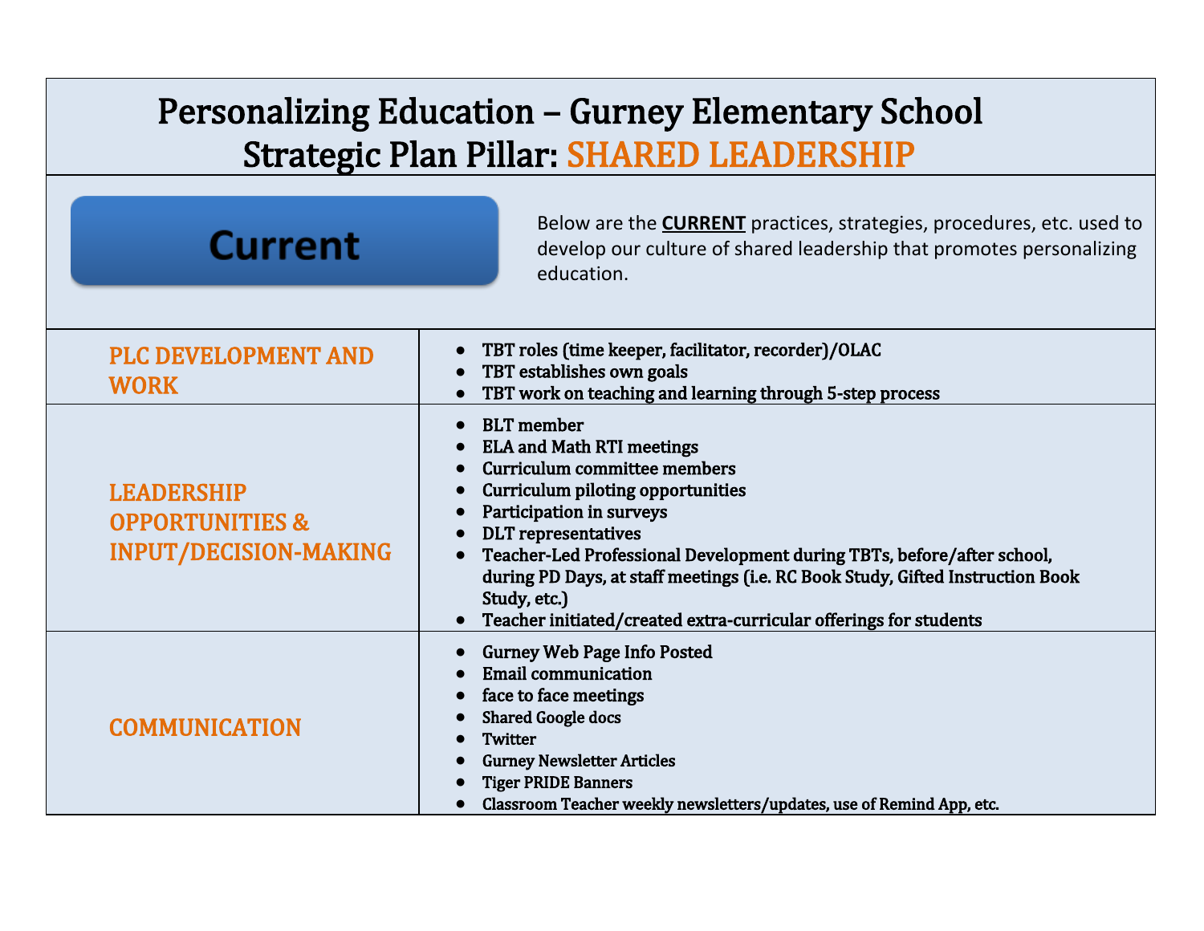# Personalizing Education – Gurney Elementary School
## Strategic Plan Pillar: SHARED LEADERSHIP

**Current**

Below are the **CURRENT** practices, strategies, procedures, etc. used to develop our culture of shared leadership that promotes personalizing education.

| | |
|---|---|
| PLC DEVELOPMENT AND WORK | • TBT roles (time keeper, facilitator, recorder)/OLAC<br>• TBT establishes own goals<br>• TBT work on teaching and learning through 5-step process |
| LEADERSHIP OPPORTUNITIES & INPUT/DECISION-MAKING | • BLT member<br>• ELA and Math RTI meetings<br>• Curriculum committee members<br>• Curriculum piloting opportunities<br>• Participation in surveys<br>• DLT representatives<br>• Teacher-Led Professional Development during TBTs, before/after school, during PD Days, at staff meetings (i.e. RC Book Study, Gifted Instruction Book Study, etc.)<br>• Teacher initiated/created extra-curricular offerings for students |
| COMMUNICATION | • Gurney Web Page Info Posted<br>• Email communication<br>• face to face meetings<br>• Shared Google docs<br>• Twitter<br>• Gurney Newsletter Articles<br>• Tiger PRIDE Banners<br>• Classroom Teacher weekly newsletters/updates, use of Remind App, etc. |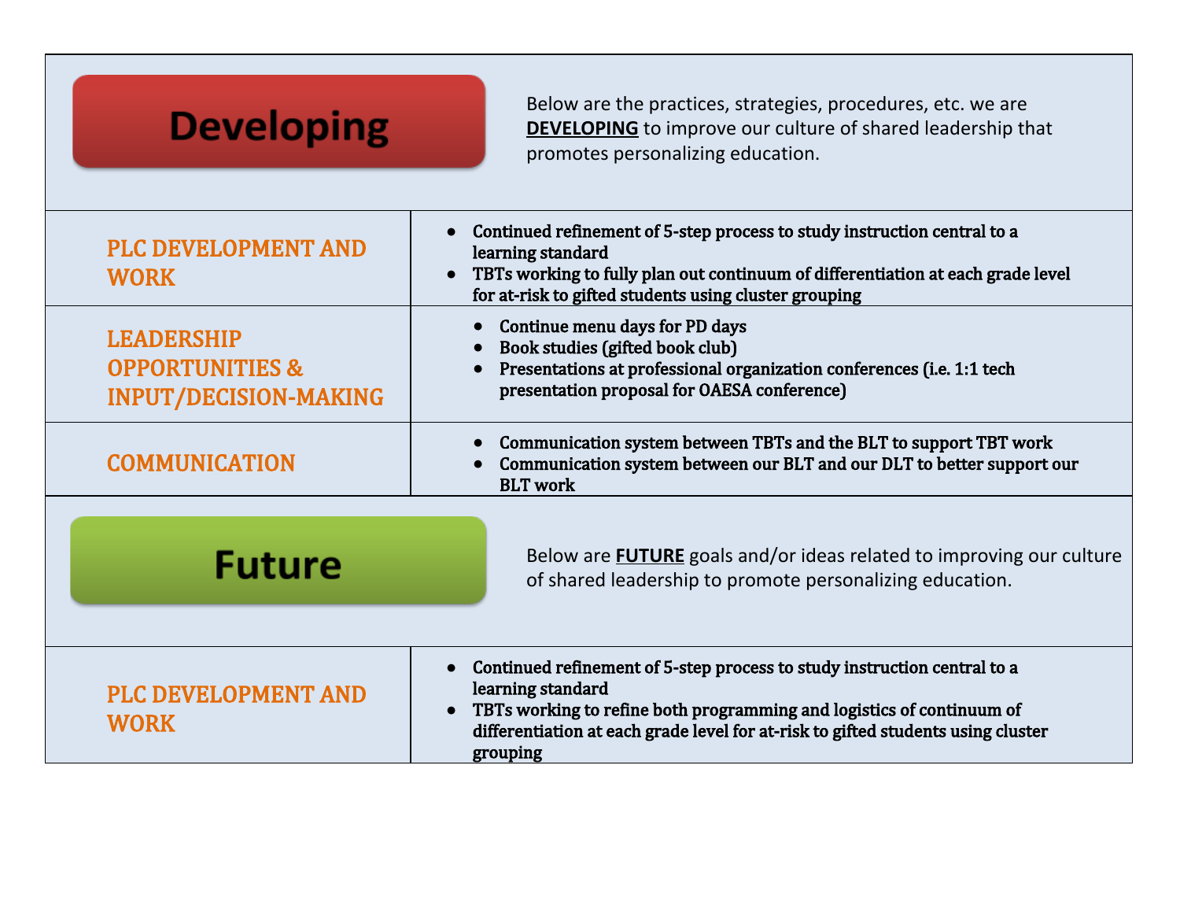## Developing

Below are the practices, strategies, procedures, etc. we are **DEVELOPING** to improve our culture of shared leadership that promotes personalizing education.

| | |
|---|---|
| PLC DEVELOPMENT AND WORK | • Continued refinement of 5-step process to study instruction central to a learning standard<br>• TBTs working to fully plan out continuum of differentiation at each grade level for at-risk to gifted students using cluster grouping |
| LEADERSHIP OPPORTUNITIES & INPUT/DECISION-MAKING | • Continue menu days for PD days<br>• Book studies (gifted book club)<br>• Presentations at professional organization conferences (i.e. 1:1 tech presentation proposal for OAESA conference) |
| COMMUNICATION | • Communication system between TBTs and the BLT to support TBT work<br>• Communication system between our BLT and our DLT to better support our BLT work |

## Future

Below are **FUTURE** goals and/or ideas related to improving our culture of shared leadership to promote personalizing education.

| | |
|---|---|
| PLC DEVELOPMENT AND WORK | • Continued refinement of 5-step process to study instruction central to a learning standard<br>• TBTs working to refine both programming and logistics of continuum of differentiation at each grade level for at-risk to gifted students using cluster grouping |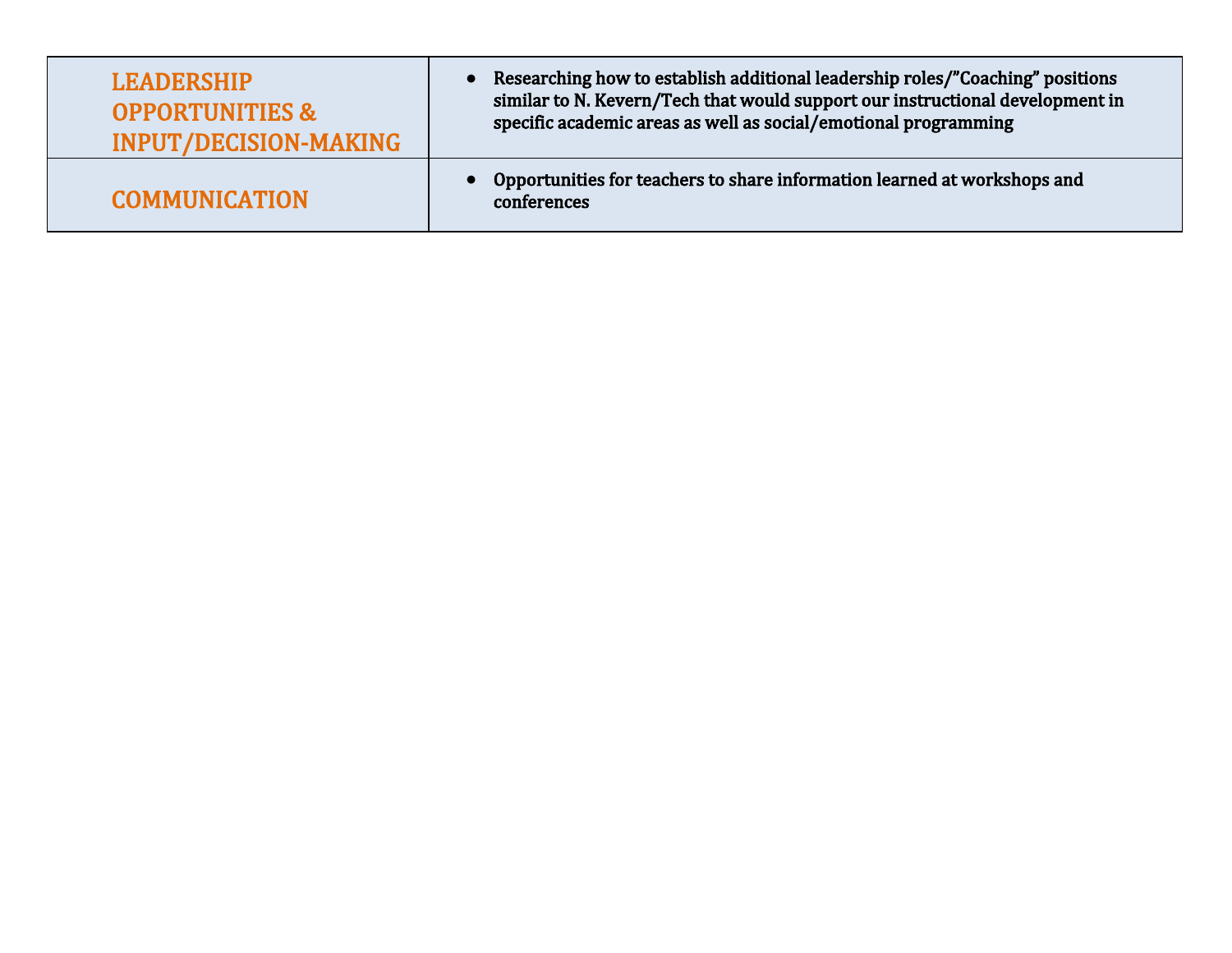| | |
|---|---|
| **LEADERSHIP OPPORTUNITIES & INPUT/DECISION-MAKING** | • **Researching how to establish additional leadership roles/"Coaching" positions similar to N. Kevern/Tech that would support our instructional development in specific academic areas as well as social/emotional programming** |
| **COMMUNICATION** | • **Opportunities for teachers to share information learned at workshops and conferences** |